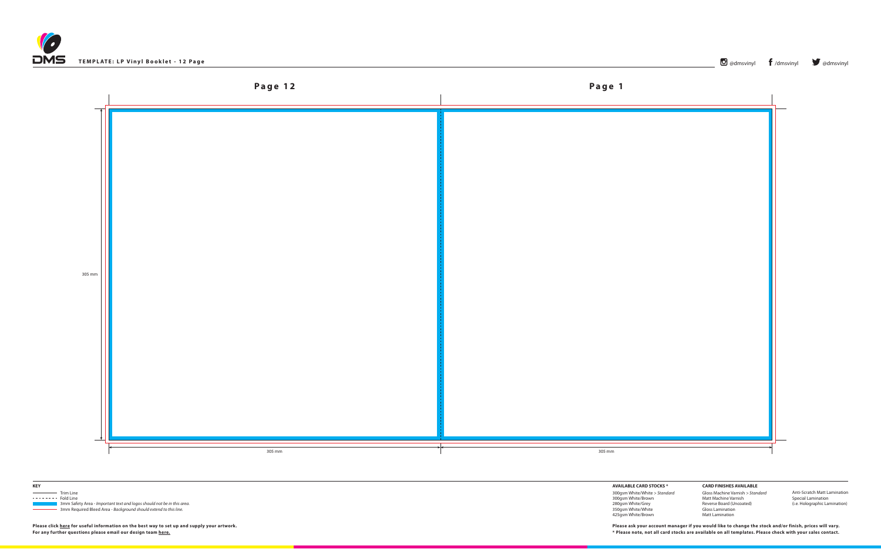# TEMPLATE: LP Vinyl Booklet - 12 Page

@dmsvinyl /dmsvinyl @dmsvinyl

## Page 12

## Page 1

305 mm

305 mm

305 mm

**KEY**

- Trim Line
- Fold Line
- 3mm Safety Area - *Important text and logos should not be in this area.*
- 3mm Required Bleed Area - *Background should extend to this line.*

**Please click here for useful information on the best way to set up and supply your artwork.**
**For any further questions please email our design team here.**

**AVAILABLE CARD STOCKS \***

300gsm White/White > *Standard*
300gsm White/Brown
280gsm White/Grey
350gsm White/White
425gsm White/Brown

**CARD FINISHES AVAILABLE**

Gloss Machine Varnish > *Standard*
Matt Machine Varnish
Reverse Board (Uncoated)
Gloss Lamination
Matt Lamination

Anti-Scratch Matt Lamination
Special Lamination
(i.e. Holographic Lamination)

**Please ask your account manager if you would like to change the stock and/or finish, prices will vary.**
**\* Please note, not all card stocks are available on all templates. Please check with your sales contact.**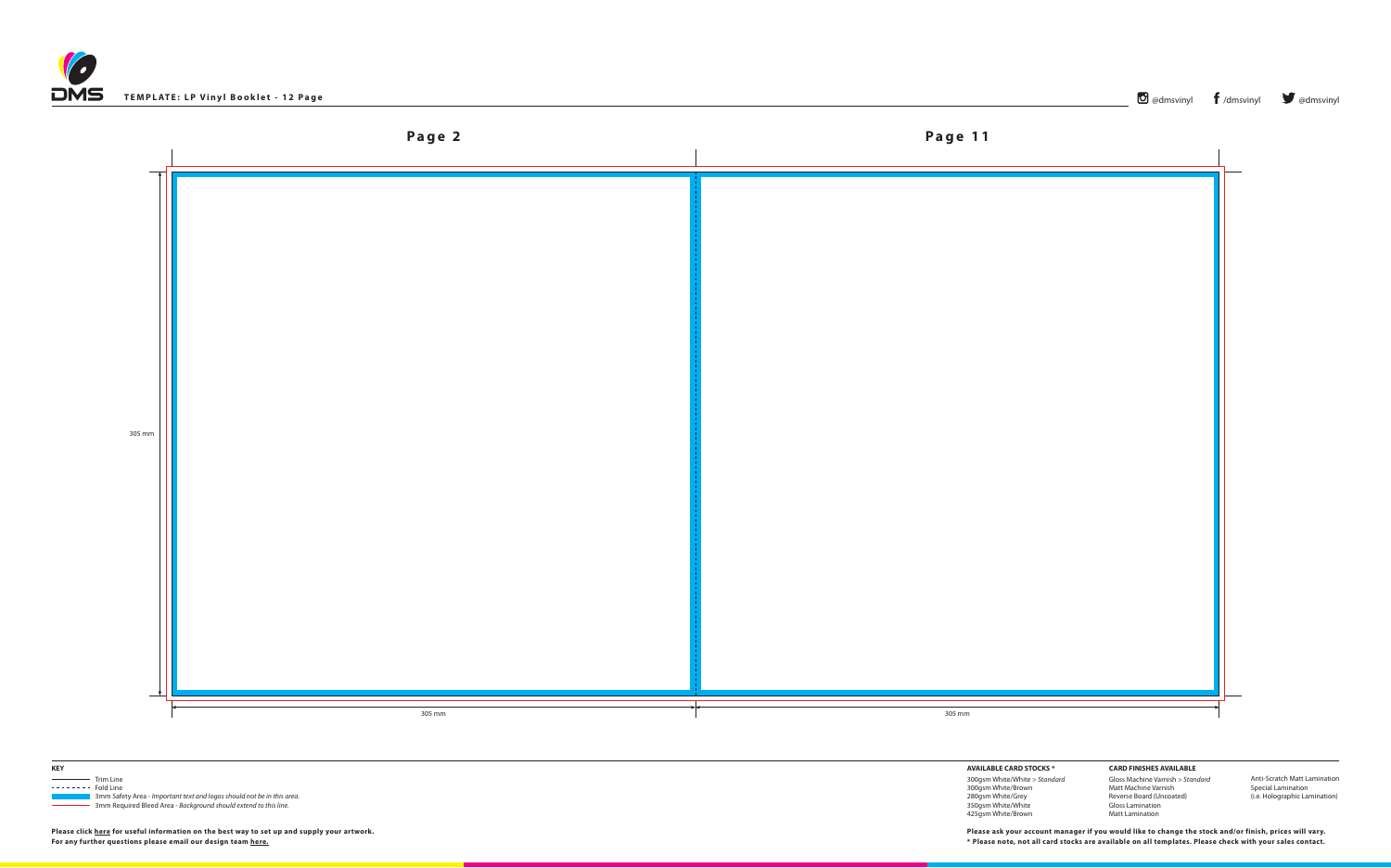**TEMPLATE: LP Vinyl Booklet - 12 Page**

@dmsvinyl /dmsvinyl @dmsvinyl

**Page 2**

**Page 11**

305 mm

305 mm

305 mm

**KEY**

- Trim Line
- Fold Line
- 3mm Safety Area - *Important text and logos should not be in this area.*
- 3mm Required Bleed Area - *Background should extend to this line.*

**Please click here for useful information on the best way to set up and supply your artwork.**
**For any further questions please email our design team here.**

**AVAILABLE CARD STOCKS ***

300gsm White/White > *Standard*
300gsm White/Brown
280gsm White/Grey
350gsm White/White
425gsm White/Brown

**CARD FINISHES AVAILABLE**

Gloss Machine Varnish > *Standard*
Matt Machine Varnish
Reverse Board (Uncoated)
Gloss Lamination
Matt Lamination
Anti-Scratch Matt Lamination
Special Lamination
(i.e. Holographic Lamination)

**Please ask your account manager if you would like to change the stock and/or finish, prices will vary.**
**\* Please note, not all card stocks are available on all templates. Please check with your sales contact.**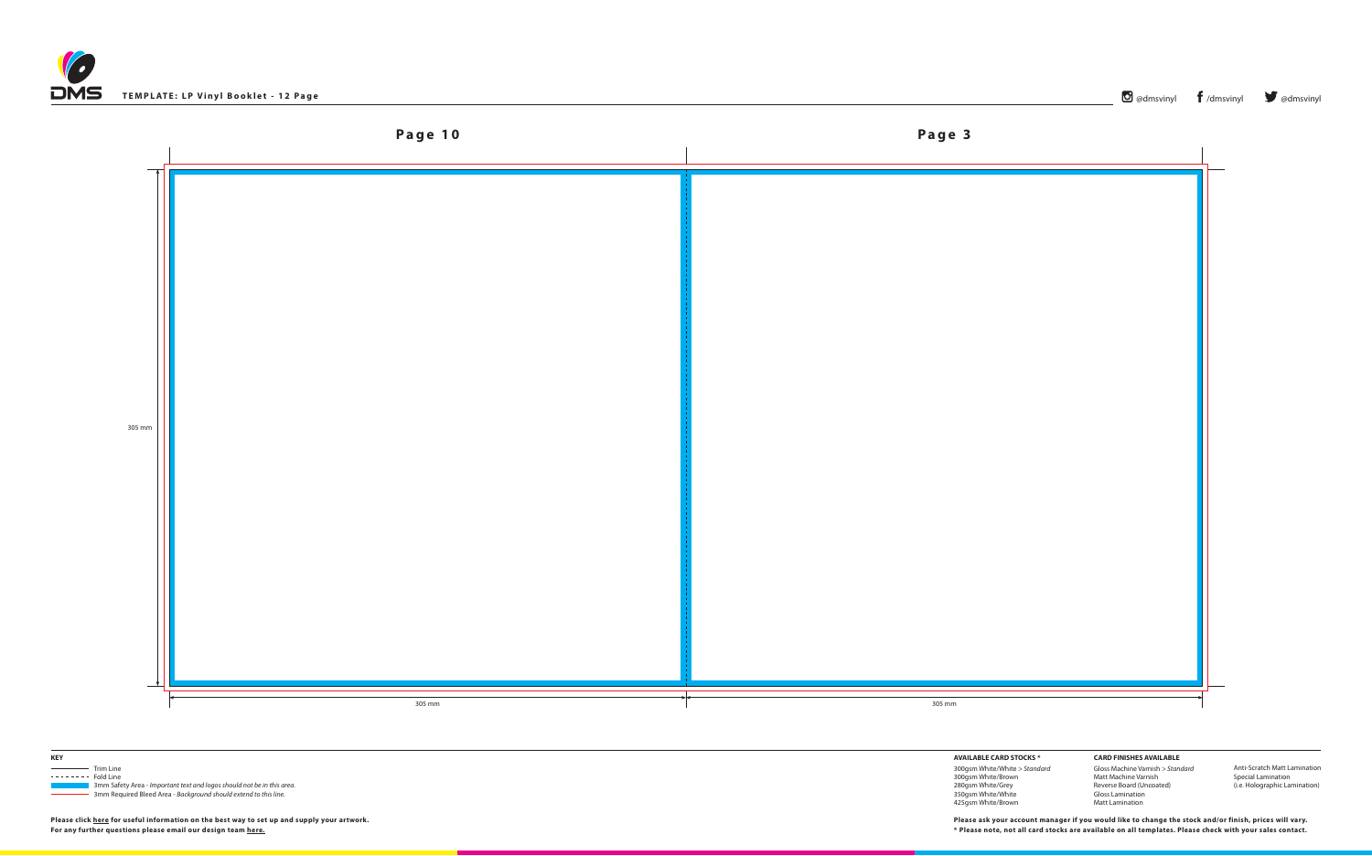**TEMPLATE: LP Vinyl Booklet - 12 Page**

@dmsvinyl /dmsvinyl @dmsvinyl

## Page 10

## Page 3

305 mm

305 mm

305 mm

**KEY**

- Trim Line
- Fold Line
- 3mm Safety Area - *Important text and logos should not be in this area.*
- 3mm Required Bleed Area - *Background should extend to this line.*

**Please click here for useful information on the best way to set up and supply your artwork.**
**For any further questions please email our design team here.**

**AVAILABLE CARD STOCKS \***

300gsm White/White > *Standard*
300gsm White/Brown
280gsm White/Grey
350gsm White/White
425gsm White/Brown

**CARD FINISHES AVAILABLE**

Gloss Machine Varnish > *Standard*
Matt Machine Varnish
Reverse Board (Uncoated)
Gloss Lamination
Matt Lamination

Anti-Scratch Matt Lamination
Special Lamination
(i.e. Holographic Lamination)

**Please ask your account manager if you would like to change the stock and/or finish, prices will vary.**
**\* Please note, not all card stocks are available on all templates. Please check with your sales contact.**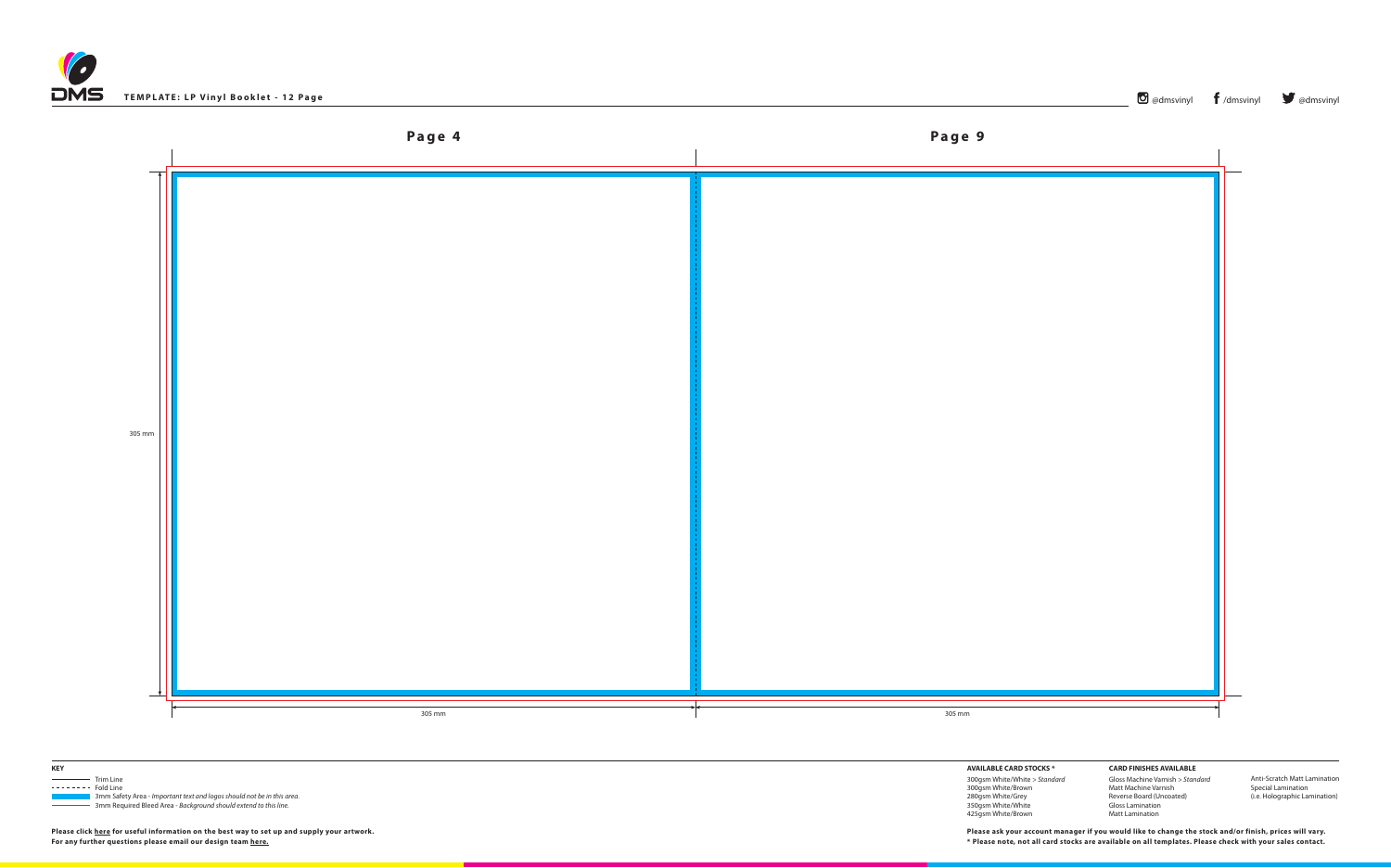**TEMPLATE: LP Vinyl Booklet - 12 Page**

@dmsvinyl /dmsvinyl @dmsvinyl

## Page 4

## Page 9

305 mm

305 mm

305 mm

**KEY**

- Trim Line
- Fold Line
- 3mm Safety Area - *Important text and logos should not be in this area.*
- 3mm Required Bleed Area - *Background should extend to this line.*

**Please click here for useful information on the best way to set up and supply your artwork.**
**For any further questions please email our design team here.**

**AVAILABLE CARD STOCKS \***

300gsm White/White > *Standard*
300gsm White/Brown
280gsm White/Grey
350gsm White/White
425gsm White/Brown

**CARD FINISHES AVAILABLE**

Gloss Machine Varnish > *Standard*
Matt Machine Varnish
Reverse Board (Uncoated)
Gloss Lamination
Matt Lamination

Anti-Scratch Matt Lamination
Special Lamination
(i.e. Holographic Lamination)

**Please ask your account manager if you would like to change the stock and/or finish, prices will vary.**
**\* Please note, not all card stocks are available on all templates. Please check with your sales contact.**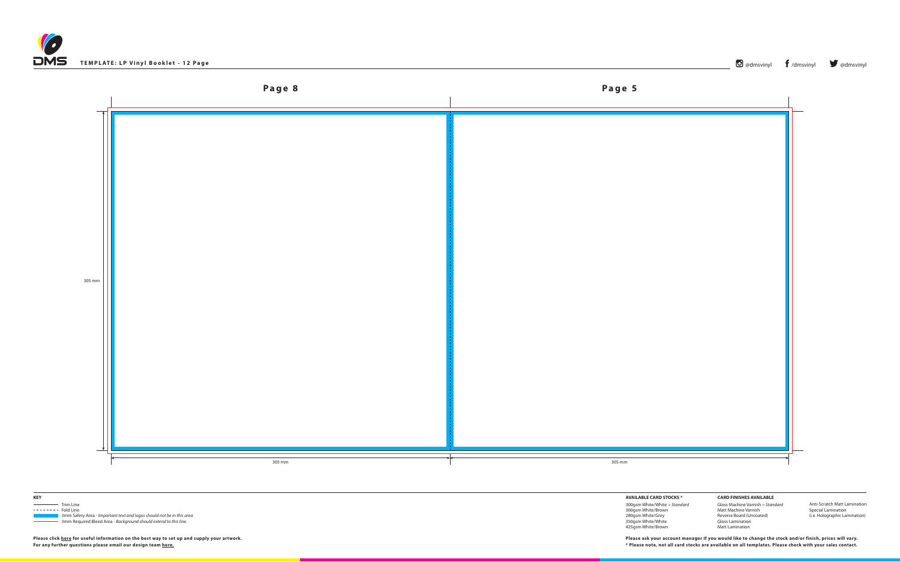**TEMPLATE: LP Vinyl Booklet - 12 Page**

@dmsvinyl /dmsvinyl @dmsvinyl

**Page 8**

**Page 5**

305 mm

305 mm

305 mm

**KEY**

Trim Line
Fold Line
3mm Safety Area - *Important text and logos should not be in this area.*
3mm Required Bleed Area - *Background should extend to this line.*

**Please click here for useful information on the best way to set up and supply your artwork.**
**For any further questions please email our design team here.**

**AVAILABLE CARD STOCKS \***

300gsm White/White > *Standard*
300gsm White/Brown
280gsm White/Grey
350gsm White/White
425gsm White/Brown

**CARD FINISHES AVAILABLE**

Gloss Machine Varnish > *Standard*
Matt Machine Varnish
Reverse Board (Uncoated)
Gloss Lamination
Matt Lamination

Anti-Scratch Matt Lamination
Special Lamination
(i.e. Holographic Lamination)

**Please ask your account manager if you would like to change the stock and/or finish, prices will vary.**
**\* Please note, not all card stocks are available on all templates. Please check with your sales contact.**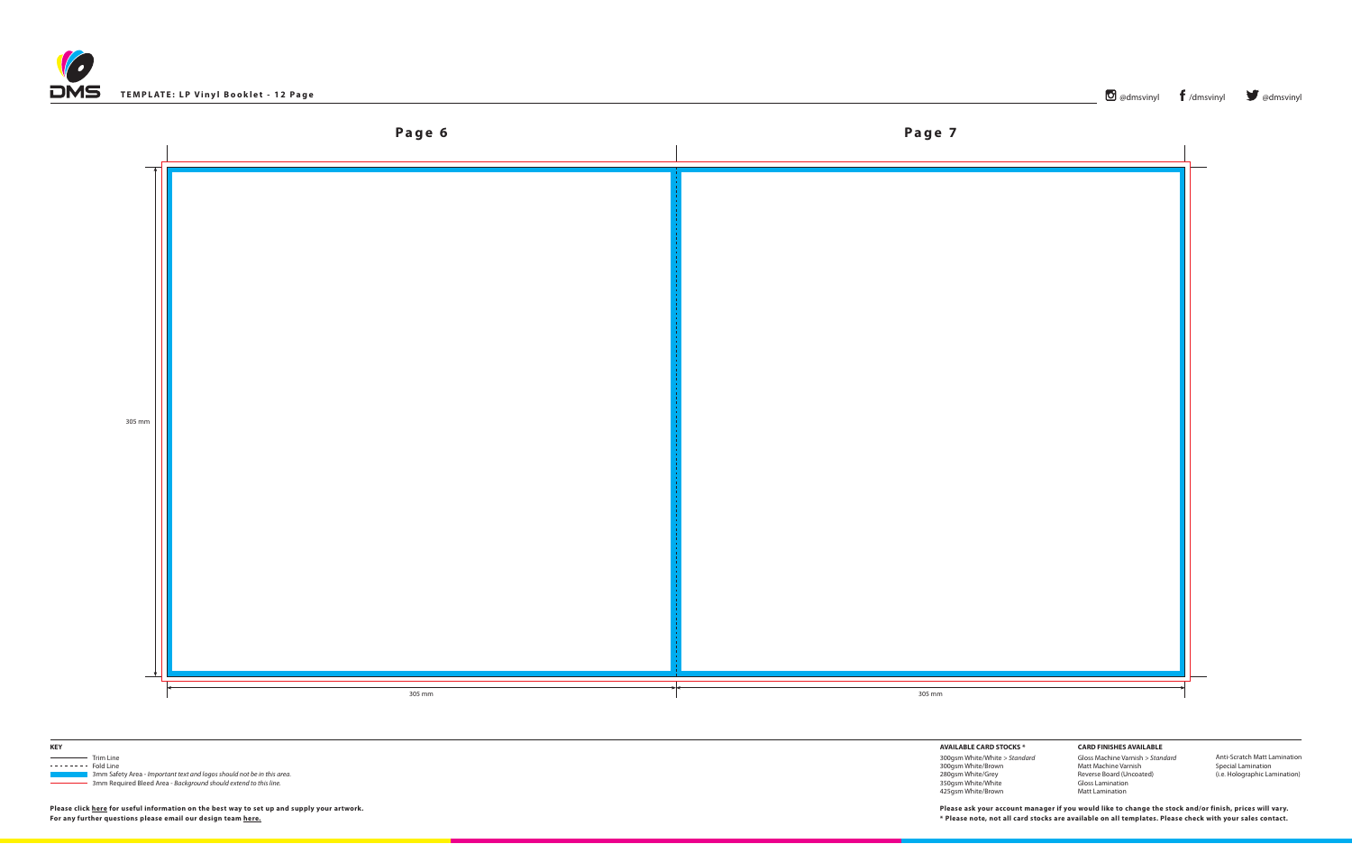**TEMPLATE: LP Vinyl Booklet - 12 Page**

@dmsvinyl /dmsvinyl @dmsvinyl

**Page 6**

**Page 7**

305 mm

305 mm

305 mm

**KEY**

Trim Line
Fold Line
3mm Safety Area - *Important text and logos should not be in this area.*
3mm Required Bleed Area - *Background should extend to this line.*

**Please click here for useful information on the best way to set up and supply your artwork.**
**For any further questions please email our design team here.**

**AVAILABLE CARD STOCKS \***

300gsm White/White > *Standard*
300gsm White/Brown
280gsm White/Grey
350gsm White/White
425gsm White/Brown

**CARD FINISHES AVAILABLE**

Gloss Machine Varnish > *Standard*
Matt Machine Varnish
Reverse Board (Uncoated)
Gloss Lamination
Matt Lamination
Anti-Scratch Matt Lamination
Special Lamination
(i.e. Holographic Lamination)

**Please ask your account manager if you would like to change the stock and/or finish, prices will vary.**
**\* Please note, not all card stocks are available on all templates. Please check with your sales contact.**